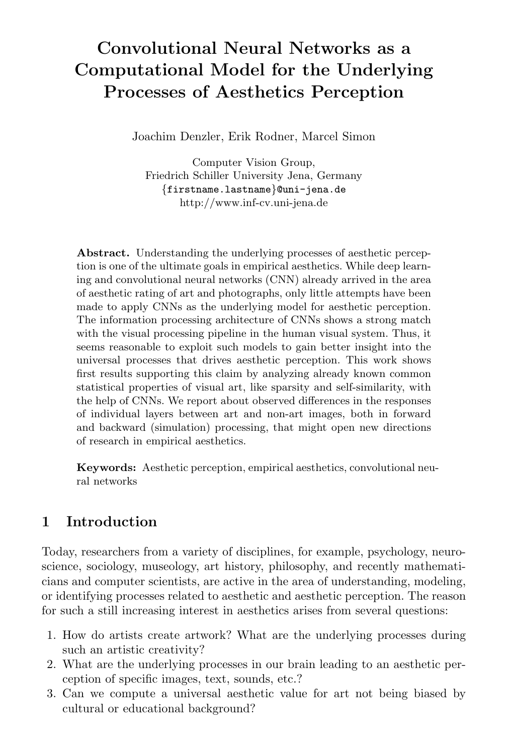# Convolutional Neural Networks as a Computational Model for the Underlying Processes of Aesthetics Perception

Joachim Denzler, Erik Rodner, Marcel Simon

Computer Vision Group,
Friedrich Schiller University Jena, Germany
{firstname.lastname}@uni-jena.de
http://www.inf-cv.uni-jena.de

**Abstract.** Understanding the underlying processes of aesthetic perception is one of the ultimate goals in empirical aesthetics. While deep learning and convolutional neural networks (CNN) already arrived in the area of aesthetic rating of art and photographs, only little attempts have been made to apply CNNs as the underlying model for aesthetic perception. The information processing architecture of CNNs shows a strong match with the visual processing pipeline in the human visual system. Thus, it seems reasonable to exploit such models to gain better insight into the universal processes that drives aesthetic perception. This work shows first results supporting this claim by analyzing already known common statistical properties of visual art, like sparsity and self-similarity, with the help of CNNs. We report about observed differences in the responses of individual layers between art and non-art images, both in forward and backward (simulation) processing, that might open new directions of research in empirical aesthetics.

**Keywords:** Aesthetic perception, empirical aesthetics, convolutional neural networks

## 1 Introduction

Today, researchers from a variety of disciplines, for example, psychology, neuroscience, sociology, museology, art history, philosophy, and recently mathematicians and computer scientists, are active in the area of understanding, modeling, or identifying processes related to aesthetic and aesthetic perception. The reason for such a still increasing interest in aesthetics arises from several questions:

1. How do artists create artwork? What are the underlying processes during such an artistic creativity?
2. What are the underlying processes in our brain leading to an aesthetic perception of specific images, text, sounds, etc.?
3. Can we compute a universal aesthetic value for art not being biased by cultural or educational background?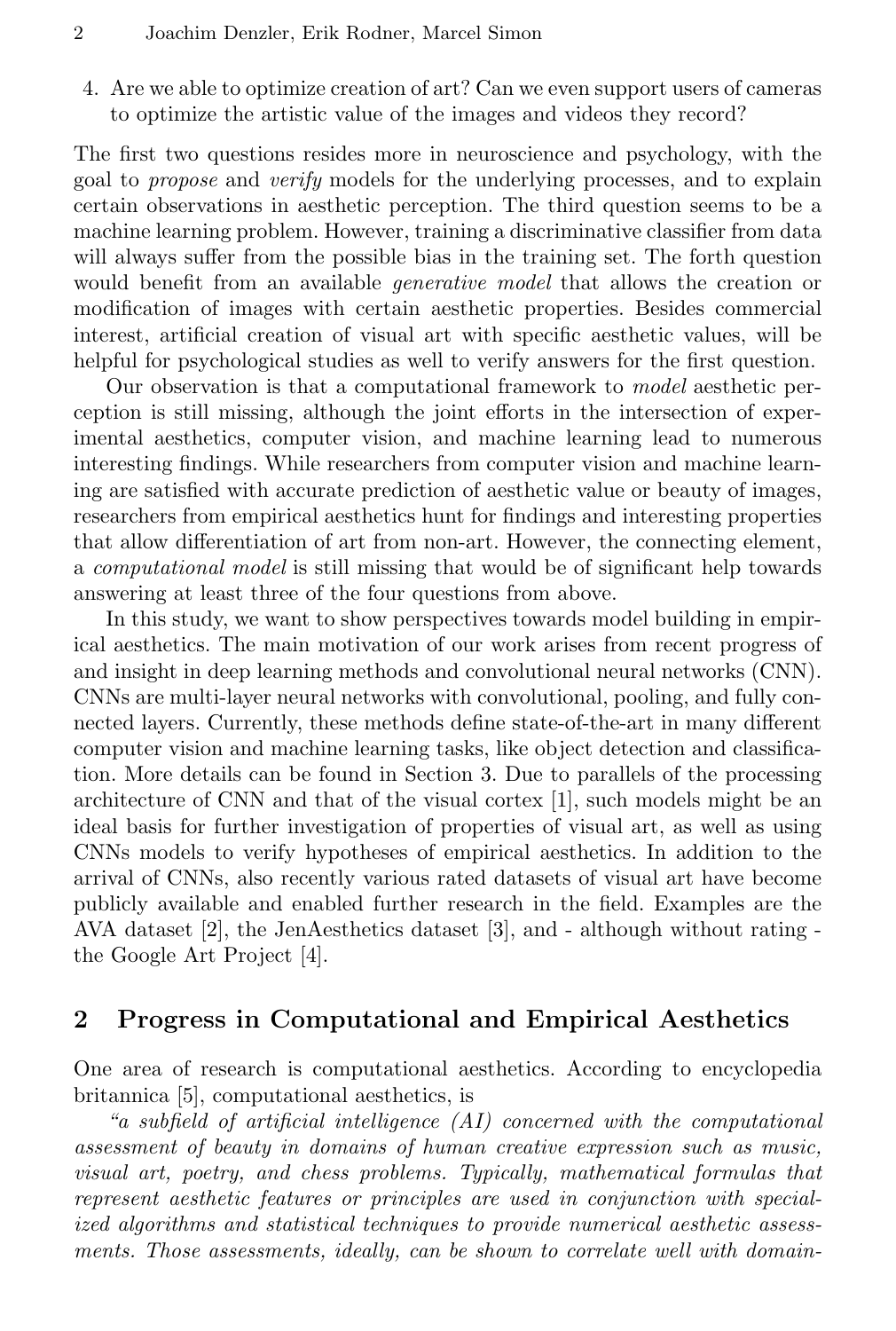4. Are we able to optimize creation of art? Can we even support users of cameras to optimize the artistic value of the images and videos they record?

The first two questions resides more in neuroscience and psychology, with the goal to *propose* and *verify* models for the underlying processes, and to explain certain observations in aesthetic perception. The third question seems to be a machine learning problem. However, training a discriminative classifier from data will always suffer from the possible bias in the training set. The forth question would benefit from an available *generative model* that allows the creation or modification of images with certain aesthetic properties. Besides commercial interest, artificial creation of visual art with specific aesthetic values, will be helpful for psychological studies as well to verify answers for the first question.

Our observation is that a computational framework to *model* aesthetic perception is still missing, although the joint efforts in the intersection of experimental aesthetics, computer vision, and machine learning lead to numerous interesting findings. While researchers from computer vision and machine learning are satisfied with accurate prediction of aesthetic value or beauty of images, researchers from empirical aesthetics hunt for findings and interesting properties that allow differentiation of art from non-art. However, the connecting element, a *computational model* is still missing that would be of significant help towards answering at least three of the four questions from above.

In this study, we want to show perspectives towards model building in empirical aesthetics. The main motivation of our work arises from recent progress of and insight in deep learning methods and convolutional neural networks (CNN). CNNs are multi-layer neural networks with convolutional, pooling, and fully connected layers. Currently, these methods define state-of-the-art in many different computer vision and machine learning tasks, like object detection and classification. More details can be found in Section 3. Due to parallels of the processing architecture of CNN and that of the visual cortex [1], such models might be an ideal basis for further investigation of properties of visual art, as well as using CNNs models to verify hypotheses of empirical aesthetics. In addition to the arrival of CNNs, also recently various rated datasets of visual art have become publicly available and enabled further research in the field. Examples are the AVA dataset [2], the JenAesthetics dataset [3], and - although without rating - the Google Art Project [4].

## 2 Progress in Computational and Empirical Aesthetics

One area of research is computational aesthetics. According to encyclopedia britannica [5], computational aesthetics, is

*"a subfield of artificial intelligence (AI) concerned with the computational assessment of beauty in domains of human creative expression such as music, visual art, poetry, and chess problems. Typically, mathematical formulas that represent aesthetic features or principles are used in conjunction with specialized algorithms and statistical techniques to provide numerical aesthetic assessments. Those assessments, ideally, can be shown to correlate well with domain-*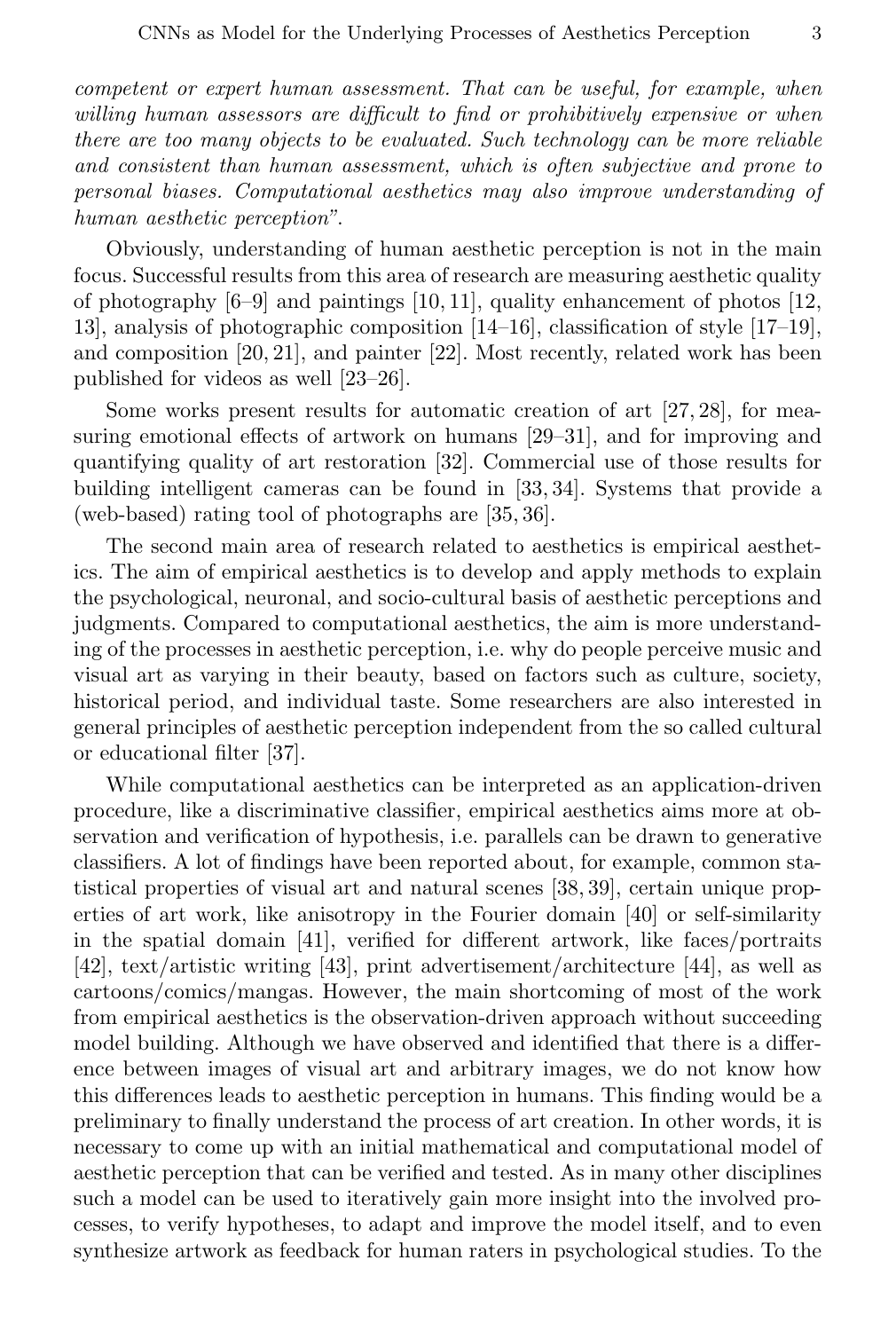*competent or expert human assessment. That can be useful, for example, when willing human assessors are difficult to find or prohibitively expensive or when there are too many objects to be evaluated. Such technology can be more reliable and consistent than human assessment, which is often subjective and prone to personal biases. Computational aesthetics may also improve understanding of human aesthetic perception".*

Obviously, understanding of human aesthetic perception is not in the main focus. Successful results from this area of research are measuring aesthetic quality of photography [6–9] and paintings [10, 11], quality enhancement of photos [12, 13], analysis of photographic composition [14–16], classification of style [17–19], and composition [20, 21], and painter [22]. Most recently, related work has been published for videos as well [23–26].

Some works present results for automatic creation of art [27, 28], for measuring emotional effects of artwork on humans [29–31], and for improving and quantifying quality of art restoration [32]. Commercial use of those results for building intelligent cameras can be found in [33, 34]. Systems that provide a (web-based) rating tool of photographs are [35, 36].

The second main area of research related to aesthetics is empirical aesthetics. The aim of empirical aesthetics is to develop and apply methods to explain the psychological, neuronal, and socio-cultural basis of aesthetic perceptions and judgments. Compared to computational aesthetics, the aim is more understanding of the processes in aesthetic perception, i.e. why do people perceive music and visual art as varying in their beauty, based on factors such as culture, society, historical period, and individual taste. Some researchers are also interested in general principles of aesthetic perception independent from the so called cultural or educational filter [37].

While computational aesthetics can be interpreted as an application-driven procedure, like a discriminative classifier, empirical aesthetics aims more at observation and verification of hypothesis, i.e. parallels can be drawn to generative classifiers. A lot of findings have been reported about, for example, common statistical properties of visual art and natural scenes [38, 39], certain unique properties of art work, like anisotropy in the Fourier domain [40] or self-similarity in the spatial domain [41], verified for different artwork, like faces/portraits [42], text/artistic writing [43], print advertisement/architecture [44], as well as cartoons/comics/mangas. However, the main shortcoming of most of the work from empirical aesthetics is the observation-driven approach without succeeding model building. Although we have observed and identified that there is a difference between images of visual art and arbitrary images, we do not know how this differences leads to aesthetic perception in humans. This finding would be a preliminary to finally understand the process of art creation. In other words, it is necessary to come up with an initial mathematical and computational model of aesthetic perception that can be verified and tested. As in many other disciplines such a model can be used to iteratively gain more insight into the involved processes, to verify hypotheses, to adapt and improve the model itself, and to even synthesize artwork as feedback for human raters in psychological studies. To the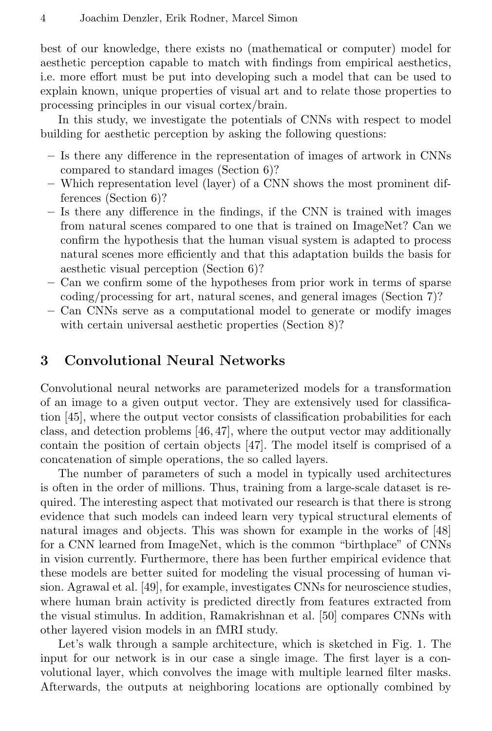best of our knowledge, there exists no (mathematical or computer) model for aesthetic perception capable to match with findings from empirical aesthetics, i.e. more effort must be put into developing such a model that can be used to explain known, unique properties of visual art and to relate those properties to processing principles in our visual cortex/brain.

In this study, we investigate the potentials of CNNs with respect to model building for aesthetic perception by asking the following questions:

- Is there any difference in the representation of images of artwork in CNNs compared to standard images (Section 6)?
- Which representation level (layer) of a CNN shows the most prominent differences (Section 6)?
- Is there any difference in the findings, if the CNN is trained with images from natural scenes compared to one that is trained on ImageNet? Can we confirm the hypothesis that the human visual system is adapted to process natural scenes more efficiently and that this adaptation builds the basis for aesthetic visual perception (Section 6)?
- Can we confirm some of the hypotheses from prior work in terms of sparse coding/processing for art, natural scenes, and general images (Section 7)?
- Can CNNs serve as a computational model to generate or modify images with certain universal aesthetic properties (Section 8)?

## 3 Convolutional Neural Networks

Convolutional neural networks are parameterized models for a transformation of an image to a given output vector. They are extensively used for classification [45], where the output vector consists of classification probabilities for each class, and detection problems [46, 47], where the output vector may additionally contain the position of certain objects [47]. The model itself is comprised of a concatenation of simple operations, the so called layers.

The number of parameters of such a model in typically used architectures is often in the order of millions. Thus, training from a large-scale dataset is required. The interesting aspect that motivated our research is that there is strong evidence that such models can indeed learn very typical structural elements of natural images and objects. This was shown for example in the works of [48] for a CNN learned from ImageNet, which is the common "birthplace" of CNNs in vision currently. Furthermore, there has been further empirical evidence that these models are better suited for modeling the visual processing of human vision. Agrawal et al. [49], for example, investigates CNNs for neuroscience studies, where human brain activity is predicted directly from features extracted from the visual stimulus. In addition, Ramakrishnan et al. [50] compares CNNs with other layered vision models in an fMRI study.

Let's walk through a sample architecture, which is sketched in Fig. 1. The input for our network is in our case a single image. The first layer is a convolutional layer, which convolves the image with multiple learned filter masks. Afterwards, the outputs at neighboring locations are optionally combined by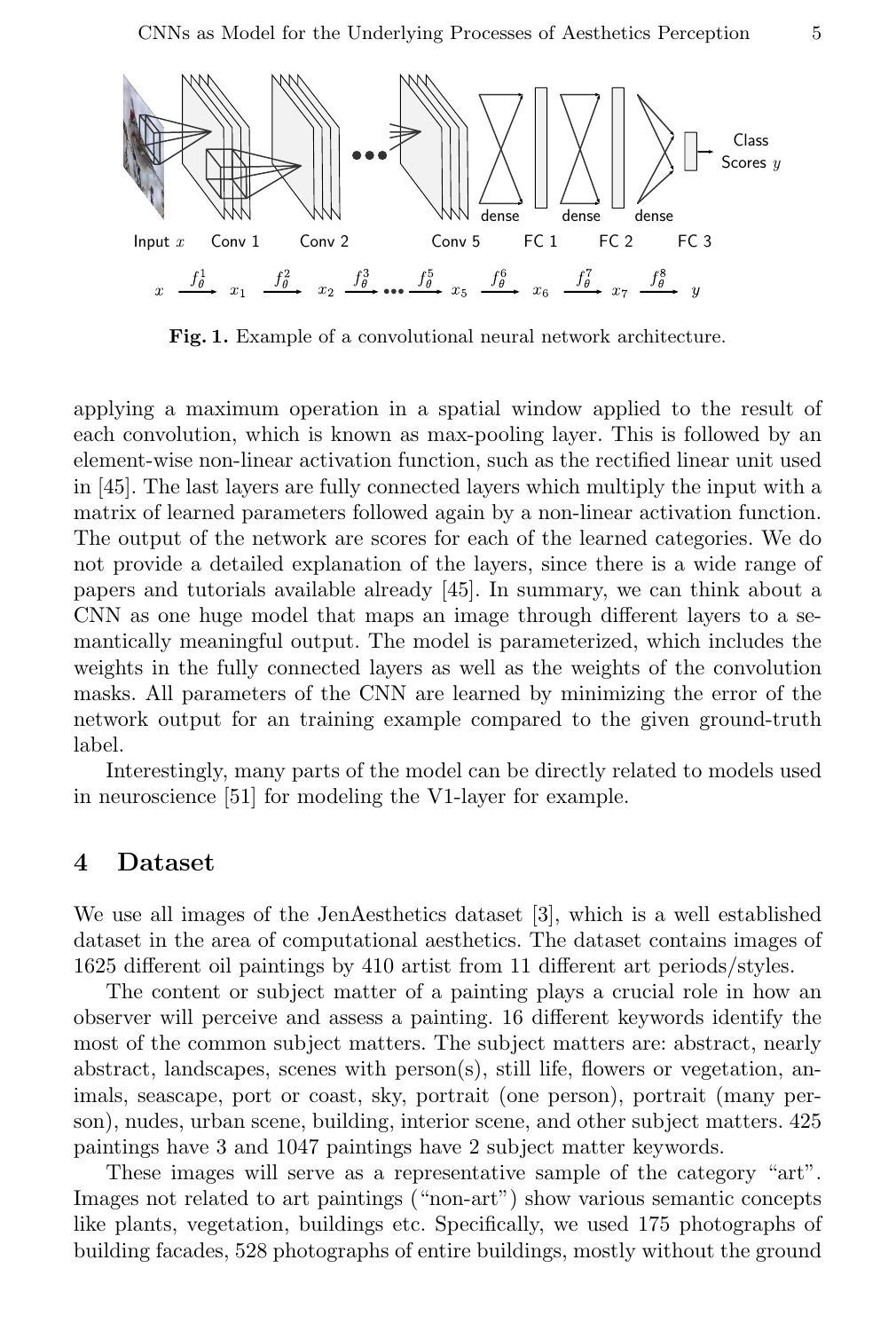**Fig. 1.** Example of a convolutional neural network architecture.

applying a maximum operation in a spatial window applied to the result of each convolution, which is known as max-pooling layer. This is followed by an element-wise non-linear activation function, such as the rectified linear unit used in [45]. The last layers are fully connected layers which multiply the input with a matrix of learned parameters followed again by a non-linear activation function. The output of the network are scores for each of the learned categories. We do not provide a detailed explanation of the layers, since there is a wide range of papers and tutorials available already [45]. In summary, we can think about a CNN as one huge model that maps an image through different layers to a semantically meaningful output. The model is parameterized, which includes the weights in the fully connected layers as well as the weights of the convolution masks. All parameters of the CNN are learned by minimizing the error of the network output for an training example compared to the given ground-truth label.

Interestingly, many parts of the model can be directly related to models used in neuroscience [51] for modeling the V1-layer for example.

## 4 Dataset

We use all images of the JenAesthetics dataset [3], which is a well established dataset in the area of computational aesthetics. The dataset contains images of 1625 different oil paintings by 410 artist from 11 different art periods/styles.

The content or subject matter of a painting plays a crucial role in how an observer will perceive and assess a painting. 16 different keywords identify the most of the common subject matters. The subject matters are: abstract, nearly abstract, landscapes, scenes with person(s), still life, flowers or vegetation, animals, seascape, port or coast, sky, portrait (one person), portrait (many person), nudes, urban scene, building, interior scene, and other subject matters. 425 paintings have 3 and 1047 paintings have 2 subject matter keywords.

These images will serve as a representative sample of the category "art". Images not related to art paintings ("non-art") show various semantic concepts like plants, vegetation, buildings etc. Specifically, we used 175 photographs of building facades, 528 photographs of entire buildings, mostly without the ground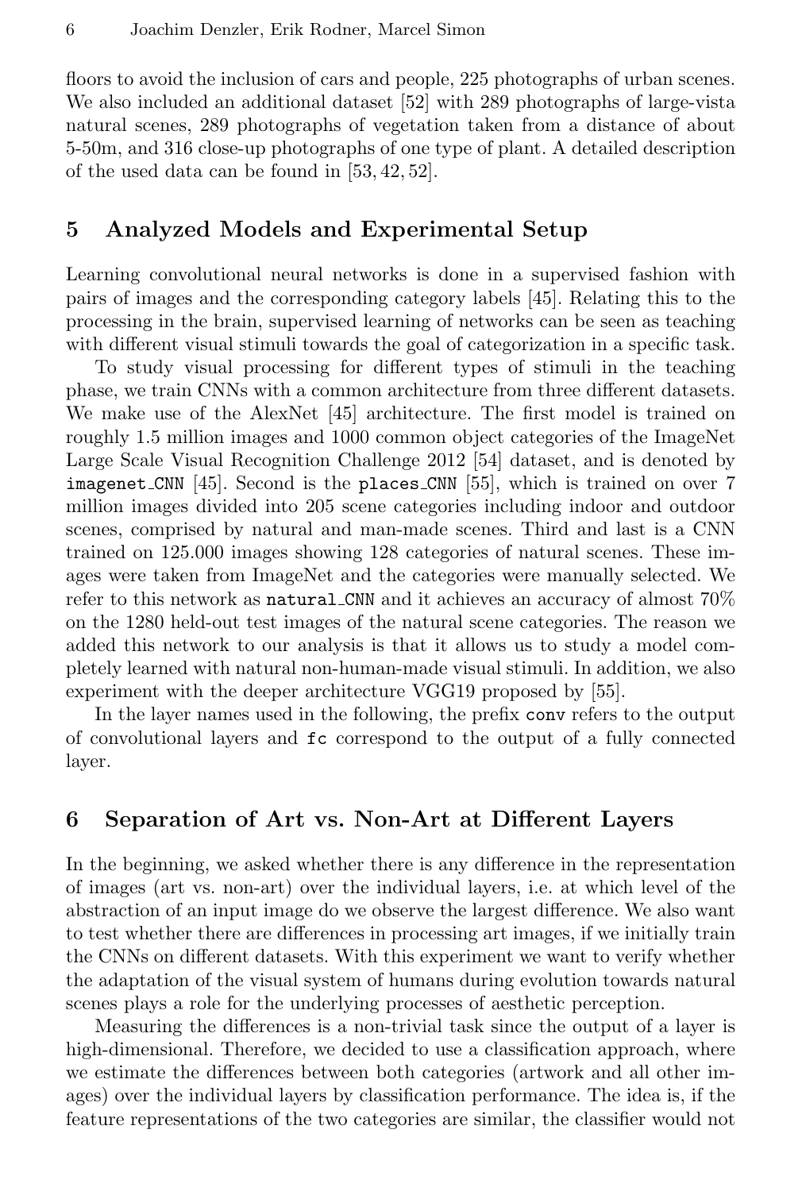floors to avoid the inclusion of cars and people, 225 photographs of urban scenes. We also included an additional dataset [52] with 289 photographs of large-vista natural scenes, 289 photographs of vegetation taken from a distance of about 5-50m, and 316 close-up photographs of one type of plant. A detailed description of the used data can be found in [53, 42, 52].

## 5 Analyzed Models and Experimental Setup

Learning convolutional neural networks is done in a supervised fashion with pairs of images and the corresponding category labels [45]. Relating this to the processing in the brain, supervised learning of networks can be seen as teaching with different visual stimuli towards the goal of categorization in a specific task.

To study visual processing for different types of stimuli in the teaching phase, we train CNNs with a common architecture from three different datasets. We make use of the AlexNet [45] architecture. The first model is trained on roughly 1.5 million images and 1000 common object categories of the ImageNet Large Scale Visual Recognition Challenge 2012 [54] dataset, and is denoted by `imagenet_CNN` [45]. Second is the `places_CNN` [55], which is trained on over 7 million images divided into 205 scene categories including indoor and outdoor scenes, comprised by natural and man-made scenes. Third and last is a CNN trained on 125.000 images showing 128 categories of natural scenes. These images were taken from ImageNet and the categories were manually selected. We refer to this network as `natural_CNN` and it achieves an accuracy of almost 70% on the 1280 held-out test images of the natural scene categories. The reason we added this network to our analysis is that it allows us to study a model completely learned with natural non-human-made visual stimuli. In addition, we also experiment with the deeper architecture VGG19 proposed by [55].

In the layer names used in the following, the prefix `conv` refers to the output of convolutional layers and `fc` correspond to the output of a fully connected layer.

## 6 Separation of Art vs. Non-Art at Different Layers

In the beginning, we asked whether there is any difference in the representation of images (art vs. non-art) over the individual layers, i.e. at which level of the abstraction of an input image do we observe the largest difference. We also want to test whether there are differences in processing art images, if we initially train the CNNs on different datasets. With this experiment we want to verify whether the adaptation of the visual system of humans during evolution towards natural scenes plays a role for the underlying processes of aesthetic perception.

Measuring the differences is a non-trivial task since the output of a layer is high-dimensional. Therefore, we decided to use a classification approach, where we estimate the differences between both categories (artwork and all other images) over the individual layers by classification performance. The idea is, if the feature representations of the two categories are similar, the classifier would not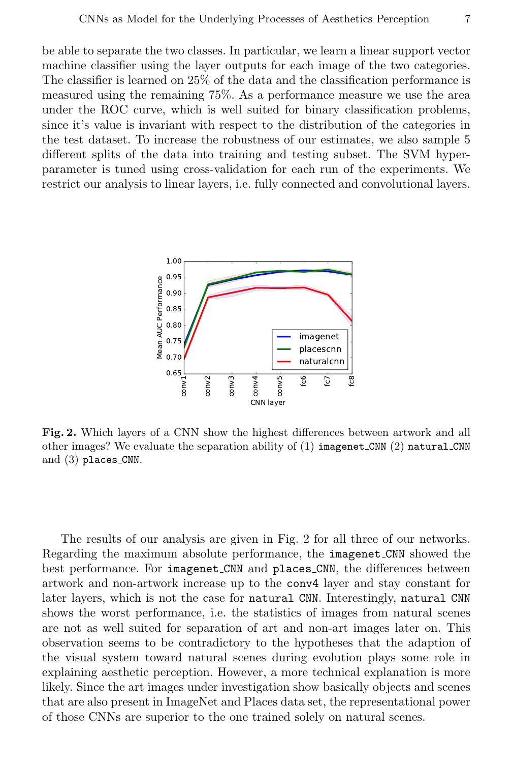be able to separate the two classes. In particular, we learn a linear support vector machine classifier using the layer outputs for each image of the two categories. The classifier is learned on 25% of the data and the classification performance is measured using the remaining 75%. As a performance measure we use the area under the ROC curve, which is well suited for binary classification problems, since it's value is invariant with respect to the distribution of the categories in the test dataset. To increase the robustness of our estimates, we also sample 5 different splits of the data into training and testing subset. The SVM hyper-parameter is tuned using cross-validation for each run of the experiments. We restrict our analysis to linear layers, i.e. fully connected and convolutional layers.

**Fig. 2.** Which layers of a CNN show the highest differences between artwork and all other images? We evaluate the separation ability of (1) `imagenet_CNN` (2) `natural_CNN` and (3) `places_CNN`.

The results of our analysis are given in Fig. 2 for all three of our networks. Regarding the maximum absolute performance, the `imagenet_CNN` showed the best performance. For `imagenet_CNN` and `places_CNN`, the differences between artwork and non-artwork increase up to the `conv4` layer and stay constant for later layers, which is not the case for `natural_CNN`. Interestingly, `natural_CNN` shows the worst performance, i.e. the statistics of images from natural scenes are not as well suited for separation of art and non-art images later on. This observation seems to be contradictory to the hypotheses that the adaption of the visual system toward natural scenes during evolution plays some role in explaining aesthetic perception. However, a more technical explanation is more likely. Since the art images under investigation show basically objects and scenes that are also present in ImageNet and Places data set, the representational power of those CNNs are superior to the one trained solely on natural scenes.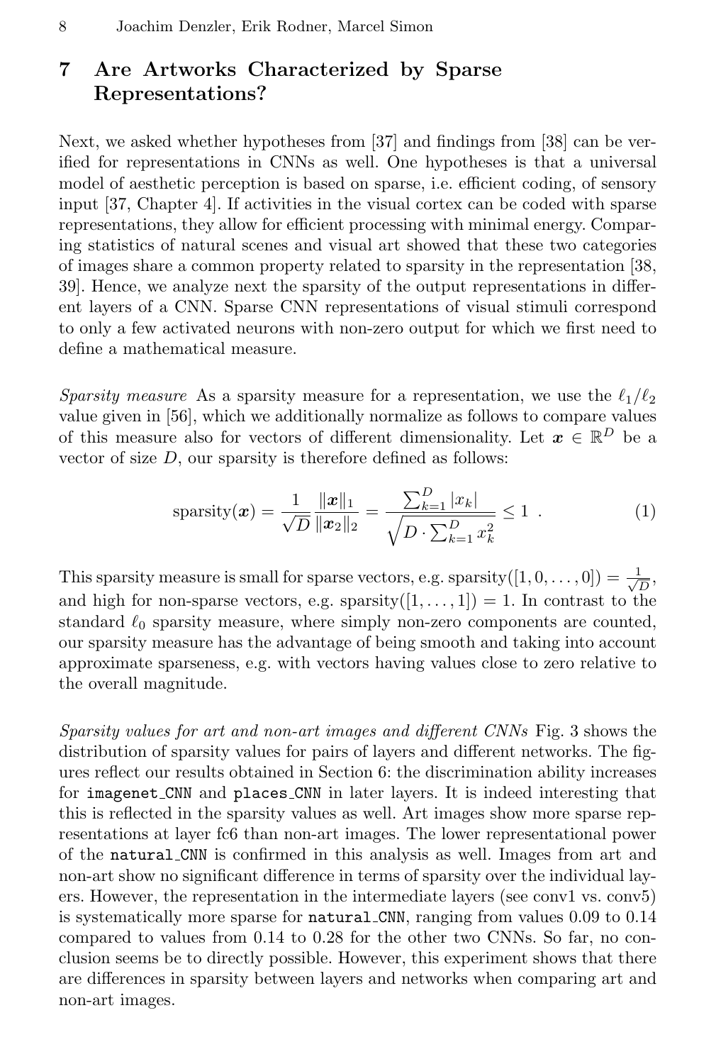## 7 Are Artworks Characterized by Sparse Representations?

Next, we asked whether hypotheses from [37] and findings from [38] can be verified for representations in CNNs as well. One hypotheses is that a universal model of aesthetic perception is based on sparse, i.e. efficient coding, of sensory input [37, Chapter 4]. If activities in the visual cortex can be coded with sparse representations, they allow for efficient processing with minimal energy. Comparing statistics of natural scenes and visual art showed that these two categories of images share a common property related to sparsity in the representation [38, 39]. Hence, we analyze next the sparsity of the output representations in different layers of a CNN. Sparse CNN representations of visual stimuli correspond to only a few activated neurons with non-zero output for which we first need to define a mathematical measure.

*Sparsity measure* As a sparsity measure for a representation, we use the $\ell_1/\ell_2$ value given in [56], which we additionally normalize as follows to compare values of this measure also for vectors of different dimensionality. Let $\boldsymbol{x} \in \mathbb{R}^D$ be a vector of size $D$, our sparsity is therefore defined as follows:

$$\text{sparsity}(\boldsymbol{x}) = \frac{1}{\sqrt{D}} \frac{\|\boldsymbol{x}\|_1}{\|\boldsymbol{x}_2\|_2} = \frac{\sum_{k=1}^{D} |x_k|}{\sqrt{D \cdot \sum_{k=1}^{D} x_k^2}} \leq 1 \ . \tag{1}$$

This sparsity measure is small for sparse vectors, e.g. $\text{sparsity}([1, 0, \ldots, 0]) = \frac{1}{\sqrt{D}}$, and high for non-sparse vectors, e.g. $\text{sparsity}([1, \ldots, 1]) = 1$. In contrast to the standard $\ell_0$ sparsity measure, where simply non-zero components are counted, our sparsity measure has the advantage of being smooth and taking into account approximate sparseness, e.g. with vectors having values close to zero relative to the overall magnitude.

*Sparsity values for art and non-art images and different CNNs* Fig. 3 shows the distribution of sparsity values for pairs of layers and different networks. The figures reflect our results obtained in Section 6: the discrimination ability increases for `imagenet_CNN` and `places_CNN` in later layers. It is indeed interesting that this is reflected in the sparsity values as well. Art images show more sparse representations at layer fc6 than non-art images. The lower representational power of the `natural_CNN` is confirmed in this analysis as well. Images from art and non-art show no significant difference in terms of sparsity over the individual layers. However, the representation in the intermediate layers (see conv1 vs. conv5) is systematically more sparse for `natural_CNN`, ranging from values 0.09 to 0.14 compared to values from 0.14 to 0.28 for the other two CNNs. So far, no conclusion seems be to directly possible. However, this experiment shows that there are differences in sparsity between layers and networks when comparing art and non-art images.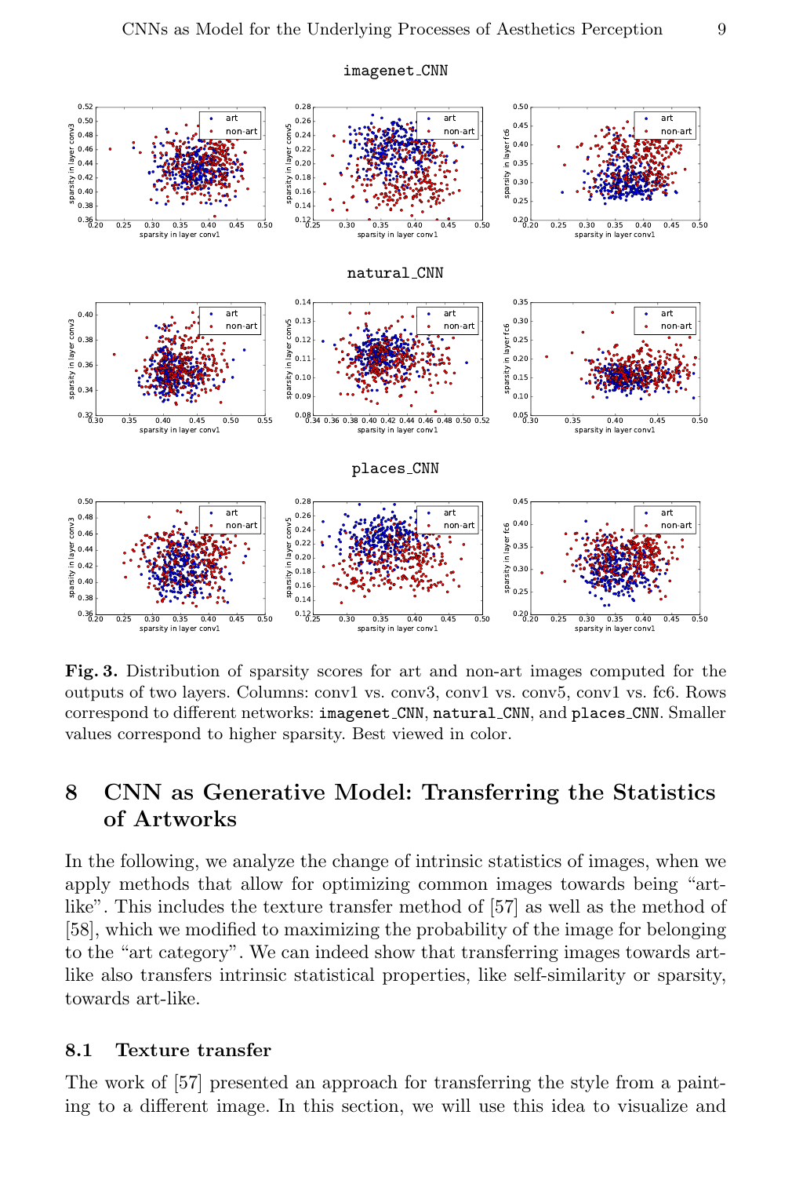**Fig. 3.** Distribution of sparsity scores for art and non-art images computed for the outputs of two layers. Columns: conv1 vs. conv3, conv1 vs. conv5, conv1 vs. fc6. Rows correspond to different networks: `imagenet_CNN`, `natural_CNN`, and `places_CNN`. Smaller values correspond to higher sparsity. Best viewed in color.

## 8 CNN as Generative Model: Transferring the Statistics of Artworks

In the following, we analyze the change of intrinsic statistics of images, when we apply methods that allow for optimizing common images towards being "art-like". This includes the texture transfer method of [57] as well as the method of [58], which we modified to maximizing the probability of the image for belonging to the "art category". We can indeed show that transferring images towards art-like also transfers intrinsic statistical properties, like self-similarity or sparsity, towards art-like.

### 8.1 Texture transfer

The work of [57] presented an approach for transferring the style from a painting to a different image. In this section, we will use this idea to visualize and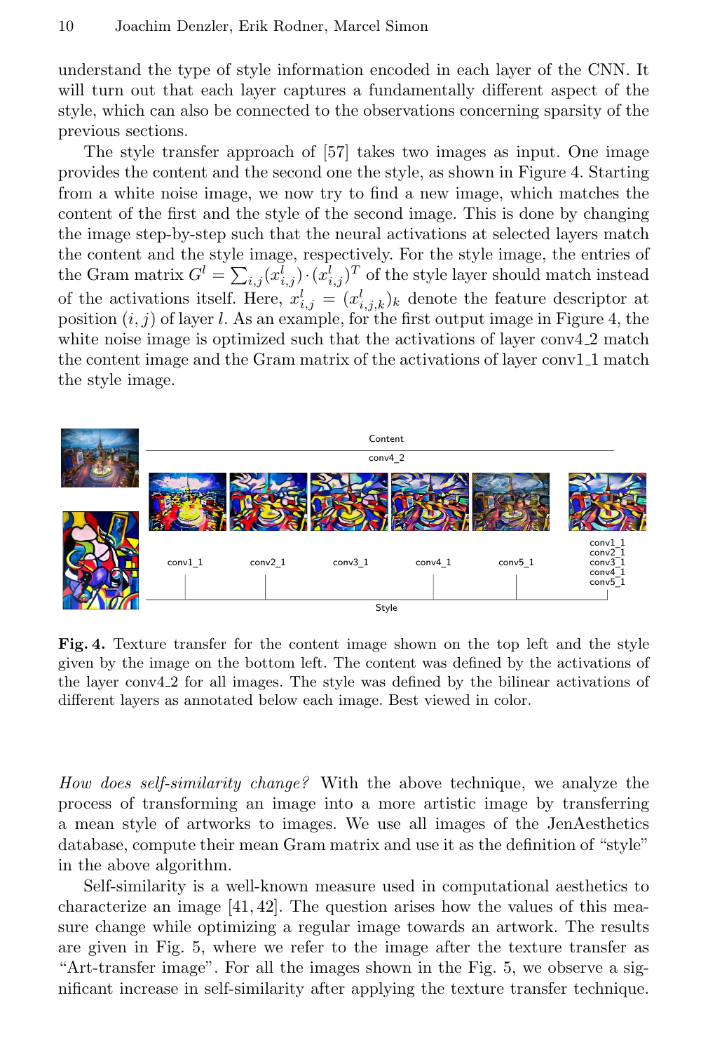understand the type of style information encoded in each layer of the CNN. It will turn out that each layer captures a fundamentally different aspect of the style, which can also be connected to the observations concerning sparsity of the previous sections.

The style transfer approach of [57] takes two images as input. One image provides the content and the second one the style, as shown in Figure 4. Starting from a white noise image, we now try to find a new image, which matches the content of the first and the style of the second image. This is done by changing the image step-by-step such that the neural activations at selected layers match the content and the style image, respectively. For the style image, the entries of the Gram matrix $G^l = \sum_{i,j}(x^l_{i,j}) \cdot (x^l_{i,j})^T$ of the style layer should match instead of the activations itself. Here, $x^l_{i,j} = (x^l_{i,j,k})_k$ denote the feature descriptor at position $(i, j)$ of layer $l$. As an example, for the first output image in Figure 4, the white noise image is optimized such that the activations of layer conv4_2 match the content image and the Gram matrix of the activations of layer conv1_1 match the style image.

**Fig. 4.** Texture transfer for the content image shown on the top left and the style given by the image on the bottom left. The content was defined by the activations of the layer conv4_2 for all images. The style was defined by the bilinear activations of different layers as annotated below each image. Best viewed in color.

*How does self-similarity change?* With the above technique, we analyze the process of transforming an image into a more artistic image by transferring a mean style of artworks to images. We use all images of the JenAesthetics database, compute their mean Gram matrix and use it as the definition of "style" in the above algorithm.

Self-similarity is a well-known measure used in computational aesthetics to characterize an image [41, 42]. The question arises how the values of this measure change while optimizing a regular image towards an artwork. The results are given in Fig. 5, where we refer to the image after the texture transfer as "Art-transfer image". For all the images shown in the Fig. 5, we observe a significant increase in self-similarity after applying the texture transfer technique.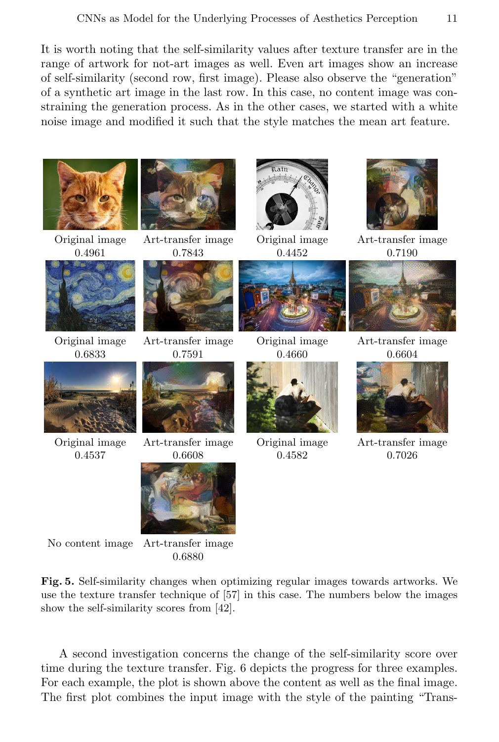It is worth noting that the self-similarity values after texture transfer are in the range of artwork for not-art images as well. Even art images show an increase of self-similarity (second row, first image). Please also observe the "generation" of a synthetic art image in the last row. In this case, no content image was constraining the generation process. As in the other cases, we started with a white noise image and modified it such that the style matches the mean art feature.

| Original image 0.4961 | Art-transfer image 0.7843 | Original image 0.4452 | Art-transfer image 0.7190 |
|---|---|---|---|
| Original image 0.6833 | Art-transfer image 0.7591 | Original image 0.4660 | Art-transfer image 0.6604 |
| Original image 0.4537 | Art-transfer image 0.6608 | Original image 0.4582 | Art-transfer image 0.7026 |
| No content image | Art-transfer image 0.6880 | | |

**Fig. 5.** Self-similarity changes when optimizing regular images towards artworks. We use the texture transfer technique of [57] in this case. The numbers below the images show the self-similarity scores from [42].

A second investigation concerns the change of the self-similarity score over time during the texture transfer. Fig. 6 depicts the progress for three examples. For each example, the plot is shown above the content as well as the final image. The first plot combines the input image with the style of the painting "Trans-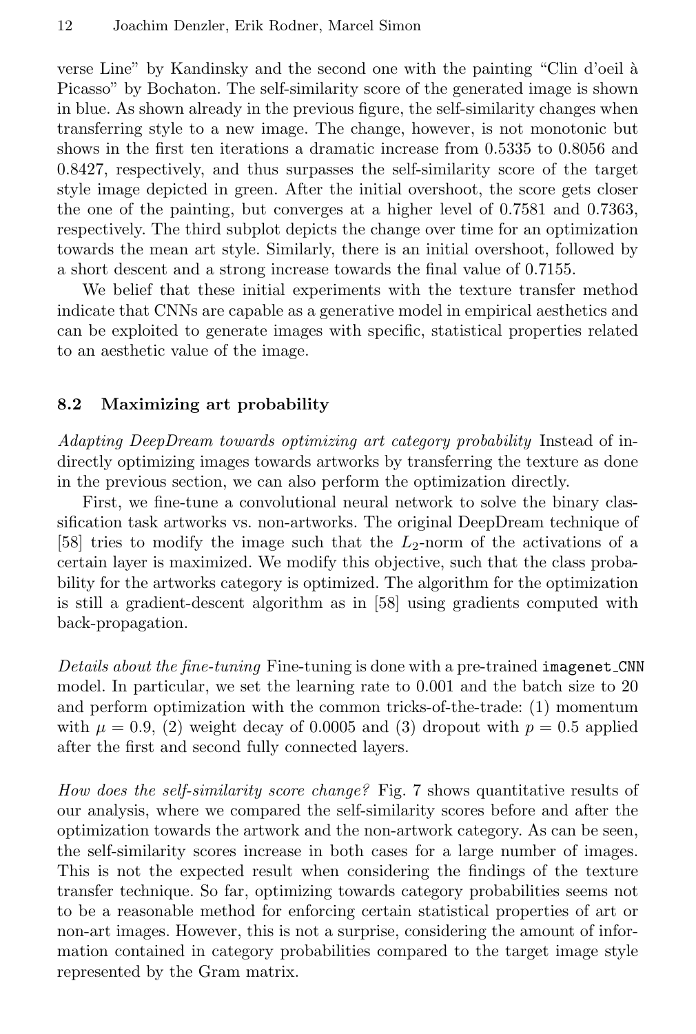verse Line" by Kandinsky and the second one with the painting "Clin d'oeil à Picasso" by Bochaton. The self-similarity score of the generated image is shown in blue. As shown already in the previous figure, the self-similarity changes when transferring style to a new image. The change, however, is not monotonic but shows in the first ten iterations a dramatic increase from 0.5335 to 0.8056 and 0.8427, respectively, and thus surpasses the self-similarity score of the target style image depicted in green. After the initial overshoot, the score gets closer the one of the painting, but converges at a higher level of 0.7581 and 0.7363, respectively. The third subplot depicts the change over time for an optimization towards the mean art style. Similarly, there is an initial overshoot, followed by a short descent and a strong increase towards the final value of 0.7155.

We belief that these initial experiments with the texture transfer method indicate that CNNs are capable as a generative model in empirical aesthetics and can be exploited to generate images with specific, statistical properties related to an aesthetic value of the image.

### 8.2 Maximizing art probability

*Adapting DeepDream towards optimizing art category probability* Instead of indirectly optimizing images towards artworks by transferring the texture as done in the previous section, we can also perform the optimization directly.

First, we fine-tune a convolutional neural network to solve the binary classification task artworks vs. non-artworks. The original DeepDream technique of [58] tries to modify the image such that the $L_2$-norm of the activations of a certain layer is maximized. We modify this objective, such that the class probability for the artworks category is optimized. The algorithm for the optimization is still a gradient-descent algorithm as in [58] using gradients computed with back-propagation.

*Details about the fine-tuning* Fine-tuning is done with a pre-trained `imagenet_CNN` model. In particular, we set the learning rate to 0.001 and the batch size to 20 and perform optimization with the common tricks-of-the-trade: (1) momentum with $\mu = 0.9$, (2) weight decay of 0.0005 and (3) dropout with $p = 0.5$ applied after the first and second fully connected layers.

*How does the self-similarity score change?* Fig. 7 shows quantitative results of our analysis, where we compared the self-similarity scores before and after the optimization towards the artwork and the non-artwork category. As can be seen, the self-similarity scores increase in both cases for a large number of images. This is not the expected result when considering the findings of the texture transfer technique. So far, optimizing towards category probabilities seems not to be a reasonable method for enforcing certain statistical properties of art or non-art images. However, this is not a surprise, considering the amount of information contained in category probabilities compared to the target image style represented by the Gram matrix.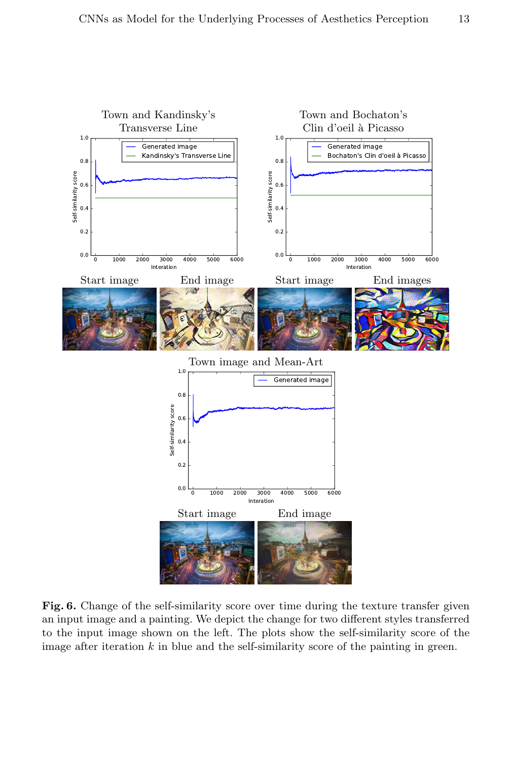Town and Kandinsky's Transverse Line

Town and Bochaton's Clin d'oeil à Picasso

Start image | End image | Start image | End images

Town image and Mean-Art

Start image | End image

**Fig. 6.** Change of the self-similarity score over time during the texture transfer given an input image and a painting. We depict the change for two different styles transferred to the input image shown on the left. The plots show the self-similarity score of the image after iteration $k$ in blue and the self-similarity score of the painting in green.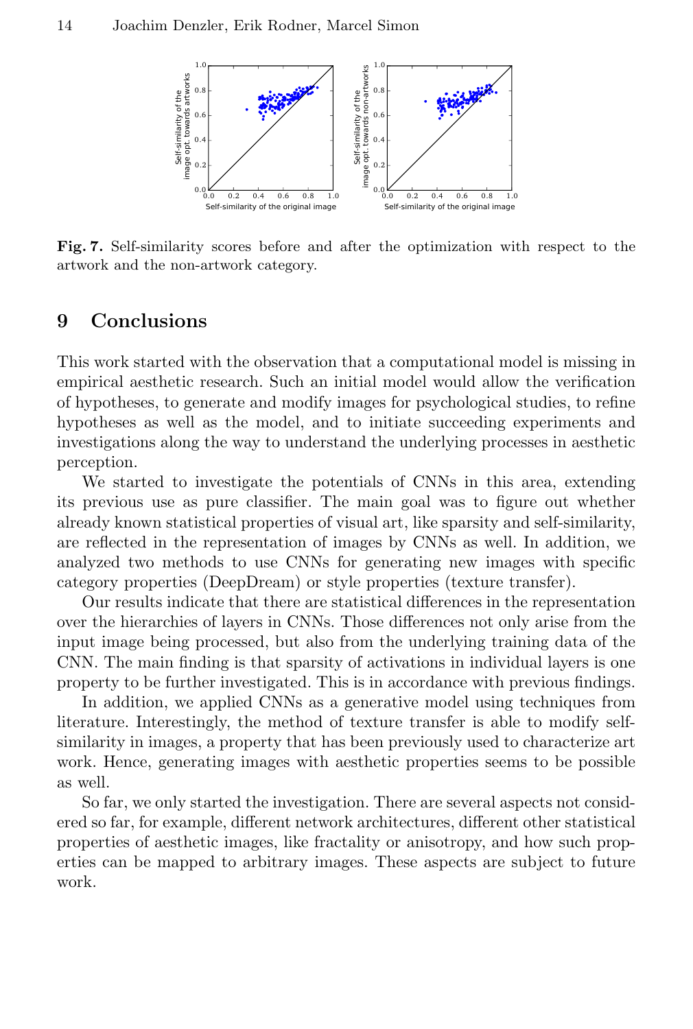Self-similarity of the image opt. towards artworks

1.0
0.8
0.6
0.4
0.2
0.0
0.0 0.2 0.4 0.6 0.8 1.0

Self-similarity of the original image

Self-similarity of the image opt. towards non-artworks

1.0
0.8
0.6
0.4
0.2
0.0
0.0 0.2 0.4 0.6 0.8 1.0

Self-similarity of the original image

**Fig. 7.** Self-similarity scores before and after the optimization with respect to the artwork and the non-artwork category.

## 9 Conclusions

This work started with the observation that a computational model is missing in empirical aesthetic research. Such an initial model would allow the verification of hypotheses, to generate and modify images for psychological studies, to refine hypotheses as well as the model, and to initiate succeeding experiments and investigations along the way to understand the underlying processes in aesthetic perception.

We started to investigate the potentials of CNNs in this area, extending its previous use as pure classifier. The main goal was to figure out whether already known statistical properties of visual art, like sparsity and self-similarity, are reflected in the representation of images by CNNs as well. In addition, we analyzed two methods to use CNNs for generating new images with specific category properties (DeepDream) or style properties (texture transfer).

Our results indicate that there are statistical differences in the representation over the hierarchies of layers in CNNs. Those differences not only arise from the input image being processed, but also from the underlying training data of the CNN. The main finding is that sparsity of activations in individual layers is one property to be further investigated. This is in accordance with previous findings.

In addition, we applied CNNs as a generative model using techniques from literature. Interestingly, the method of texture transfer is able to modify self-similarity in images, a property that has been previously used to characterize art work. Hence, generating images with aesthetic properties seems to be possible as well.

So far, we only started the investigation. There are several aspects not considered so far, for example, different network architectures, different other statistical properties of aesthetic images, like fractality or anisotropy, and how such properties can be mapped to arbitrary images. These aspects are subject to future work.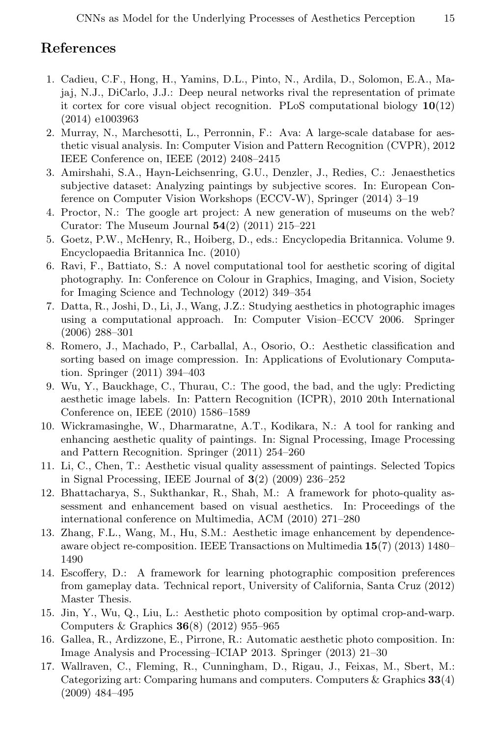## References

1. Cadieu, C.F., Hong, H., Yamins, D.L., Pinto, N., Ardila, D., Solomon, E.A., Majaj, N.J., DiCarlo, J.J.: Deep neural networks rival the representation of primate it cortex for core visual object recognition. PLoS computational biology **10**(12) (2014) e1003963
2. Murray, N., Marchesotti, L., Perronnin, F.: Ava: A large-scale database for aesthetic visual analysis. In: Computer Vision and Pattern Recognition (CVPR), 2012 IEEE Conference on, IEEE (2012) 2408–2415
3. Amirshahi, S.A., Hayn-Leichsenring, G.U., Denzler, J., Redies, C.: Jenaesthetics subjective dataset: Analyzing paintings by subjective scores. In: European Conference on Computer Vision Workshops (ECCV-W), Springer (2014) 3–19
4. Proctor, N.: The google art project: A new generation of museums on the web? Curator: The Museum Journal **54**(2) (2011) 215–221
5. Goetz, P.W., McHenry, R., Hoiberg, D., eds.: Encyclopedia Britannica. Volume 9. Encyclopaedia Britannica Inc. (2010)
6. Ravi, F., Battiato, S.: A novel computational tool for aesthetic scoring of digital photography. In: Conference on Colour in Graphics, Imaging, and Vision, Society for Imaging Science and Technology (2012) 349–354
7. Datta, R., Joshi, D., Li, J., Wang, J.Z.: Studying aesthetics in photographic images using a computational approach. In: Computer Vision–ECCV 2006. Springer (2006) 288–301
8. Romero, J., Machado, P., Carballal, A., Osorio, O.: Aesthetic classification and sorting based on image compression. In: Applications of Evolutionary Computation. Springer (2011) 394–403
9. Wu, Y., Bauckhage, C., Thurau, C.: The good, the bad, and the ugly: Predicting aesthetic image labels. In: Pattern Recognition (ICPR), 2010 20th International Conference on, IEEE (2010) 1586–1589
10. Wickramasinghe, W., Dharmaratne, A.T., Kodikara, N.: A tool for ranking and enhancing aesthetic quality of paintings. In: Signal Processing, Image Processing and Pattern Recognition. Springer (2011) 254–260
11. Li, C., Chen, T.: Aesthetic visual quality assessment of paintings. Selected Topics in Signal Processing, IEEE Journal of **3**(2) (2009) 236–252
12. Bhattacharya, S., Sukthankar, R., Shah, M.: A framework for photo-quality assessment and enhancement based on visual aesthetics. In: Proceedings of the international conference on Multimedia, ACM (2010) 271–280
13. Zhang, F.L., Wang, M., Hu, S.M.: Aesthetic image enhancement by dependence-aware object re-composition. IEEE Transactions on Multimedia **15**(7) (2013) 1480–1490
14. Escoffery, D.: A framework for learning photographic composition preferences from gameplay data. Technical report, University of California, Santa Cruz (2012) Master Thesis.
15. Jin, Y., Wu, Q., Liu, L.: Aesthetic photo composition by optimal crop-and-warp. Computers & Graphics **36**(8) (2012) 955–965
16. Gallea, R., Ardizzone, E., Pirrone, R.: Automatic aesthetic photo composition. In: Image Analysis and Processing–ICIAP 2013. Springer (2013) 21–30
17. Wallraven, C., Fleming, R., Cunningham, D., Rigau, J., Feixas, M., Sbert, M.: Categorizing art: Comparing humans and computers. Computers & Graphics **33**(4) (2009) 484–495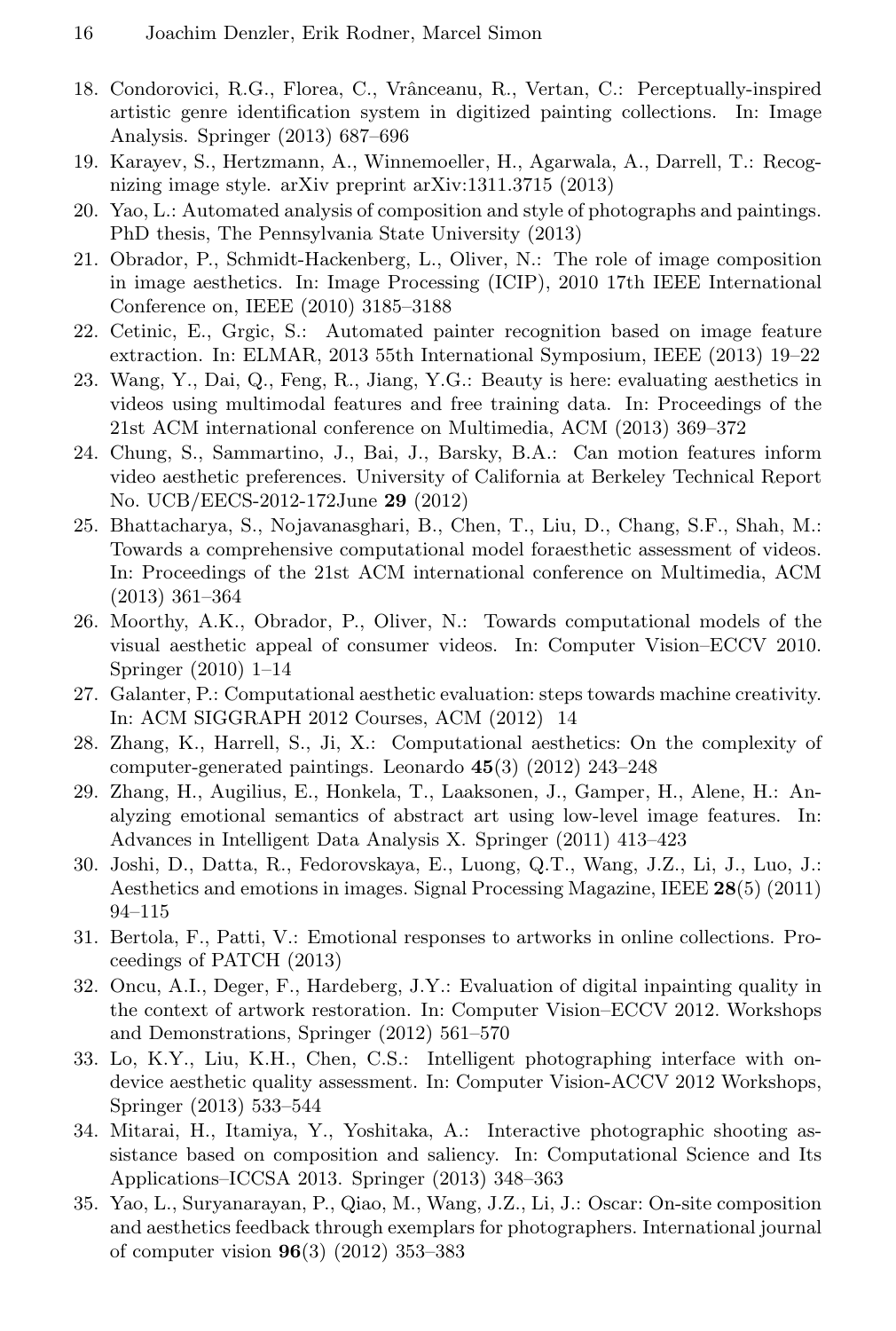18. Condorovici, R.G., Florea, C., Vrânceanu, R., Vertan, C.: Perceptually-inspired artistic genre identification system in digitized painting collections. In: Image Analysis. Springer (2013) 687–696
19. Karayev, S., Hertzmann, A., Winnemoeller, H., Agarwala, A., Darrell, T.: Recognizing image style. arXiv preprint arXiv:1311.3715 (2013)
20. Yao, L.: Automated analysis of composition and style of photographs and paintings. PhD thesis, The Pennsylvania State University (2013)
21. Obrador, P., Schmidt-Hackenberg, L., Oliver, N.: The role of image composition in image aesthetics. In: Image Processing (ICIP), 2010 17th IEEE International Conference on, IEEE (2010) 3185–3188
22. Cetinic, E., Grgic, S.: Automated painter recognition based on image feature extraction. In: ELMAR, 2013 55th International Symposium, IEEE (2013) 19–22
23. Wang, Y., Dai, Q., Feng, R., Jiang, Y.G.: Beauty is here: evaluating aesthetics in videos using multimodal features and free training data. In: Proceedings of the 21st ACM international conference on Multimedia, ACM (2013) 369–372
24. Chung, S., Sammartino, J., Bai, J., Barsky, B.A.: Can motion features inform video aesthetic preferences. University of California at Berkeley Technical Report No. UCB/EECS-2012-172June **29** (2012)
25. Bhattacharya, S., Nojavanasghari, B., Chen, T., Liu, D., Chang, S.F., Shah, M.: Towards a comprehensive computational model foraesthetic assessment of videos. In: Proceedings of the 21st ACM international conference on Multimedia, ACM (2013) 361–364
26. Moorthy, A.K., Obrador, P., Oliver, N.: Towards computational models of the visual aesthetic appeal of consumer videos. In: Computer Vision–ECCV 2010. Springer (2010) 1–14
27. Galanter, P.: Computational aesthetic evaluation: steps towards machine creativity. In: ACM SIGGRAPH 2012 Courses, ACM (2012) 14
28. Zhang, K., Harrell, S., Ji, X.: Computational aesthetics: On the complexity of computer-generated paintings. Leonardo **45**(3) (2012) 243–248
29. Zhang, H., Augilius, E., Honkela, T., Laaksonen, J., Gamper, H., Alene, H.: Analyzing emotional semantics of abstract art using low-level image features. In: Advances in Intelligent Data Analysis X. Springer (2011) 413–423
30. Joshi, D., Datta, R., Fedorovskaya, E., Luong, Q.T., Wang, J.Z., Li, J., Luo, J.: Aesthetics and emotions in images. Signal Processing Magazine, IEEE **28**(5) (2011) 94–115
31. Bertola, F., Patti, V.: Emotional responses to artworks in online collections. Proceedings of PATCH (2013)
32. Oncu, A.I., Deger, F., Hardeberg, J.Y.: Evaluation of digital inpainting quality in the context of artwork restoration. In: Computer Vision–ECCV 2012. Workshops and Demonstrations, Springer (2012) 561–570
33. Lo, K.Y., Liu, K.H., Chen, C.S.: Intelligent photographing interface with on-device aesthetic quality assessment. In: Computer Vision-ACCV 2012 Workshops, Springer (2013) 533–544
34. Mitarai, H., Itamiya, Y., Yoshitaka, A.: Interactive photographic shooting assistance based on composition and saliency. In: Computational Science and Its Applications–ICCSA 2013. Springer (2013) 348–363
35. Yao, L., Suryanarayan, P., Qiao, M., Wang, J.Z., Li, J.: Oscar: On-site composition and aesthetics feedback through exemplars for photographers. International journal of computer vision **96**(3) (2012) 353–383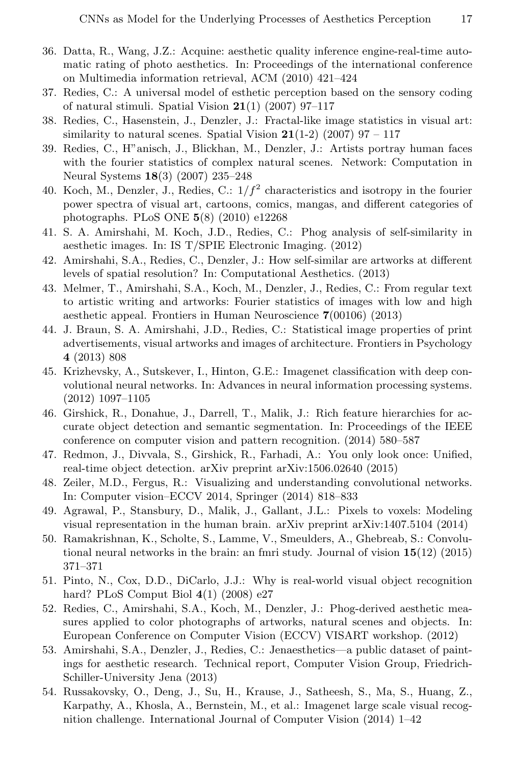36. Datta, R., Wang, J.Z.: Acquine: aesthetic quality inference engine-real-time automatic rating of photo aesthetics. In: Proceedings of the international conference on Multimedia information retrieval, ACM (2010) 421–424
37. Redies, C.: A universal model of esthetic perception based on the sensory coding of natural stimuli. Spatial Vision **21**(1) (2007) 97–117
38. Redies, C., Hasenstein, J., Denzler, J.: Fractal-like image statistics in visual art: similarity to natural scenes. Spatial Vision **21**(1-2) (2007) 97 – 117
39. Redies, C., H"anisch, J., Blickhan, M., Denzler, J.: Artists portray human faces with the fourier statistics of complex natural scenes. Network: Computation in Neural Systems **18**(3) (2007) 235–248
40. Koch, M., Denzler, J., Redies, C.: $1/f^2$ characteristics and isotropy in the fourier power spectra of visual art, cartoons, comics, mangas, and different categories of photographs. PLoS ONE **5**(8) (2010) e12268
41. S. A. Amirshahi, M. Koch, J.D., Redies, C.: Phog analysis of self-similarity in aesthetic images. In: IS T/SPIE Electronic Imaging. (2012)
42. Amirshahi, S.A., Redies, C., Denzler, J.: How self-similar are artworks at different levels of spatial resolution? In: Computational Aesthetics. (2013)
43. Melmer, T., Amirshahi, S.A., Koch, M., Denzler, J., Redies, C.: From regular text to artistic writing and artworks: Fourier statistics of images with low and high aesthetic appeal. Frontiers in Human Neuroscience **7**(00106) (2013)
44. J. Braun, S. A. Amirshahi, J.D., Redies, C.: Statistical image properties of print advertisements, visual artworks and images of architecture. Frontiers in Psychology **4** (2013) 808
45. Krizhevsky, A., Sutskever, I., Hinton, G.E.: Imagenet classification with deep convolutional neural networks. In: Advances in neural information processing systems. (2012) 1097–1105
46. Girshick, R., Donahue, J., Darrell, T., Malik, J.: Rich feature hierarchies for accurate object detection and semantic segmentation. In: Proceedings of the IEEE conference on computer vision and pattern recognition. (2014) 580–587
47. Redmon, J., Divvala, S., Girshick, R., Farhadi, A.: You only look once: Unified, real-time object detection. arXiv preprint arXiv:1506.02640 (2015)
48. Zeiler, M.D., Fergus, R.: Visualizing and understanding convolutional networks. In: Computer vision–ECCV 2014, Springer (2014) 818–833
49. Agrawal, P., Stansbury, D., Malik, J., Gallant, J.L.: Pixels to voxels: Modeling visual representation in the human brain. arXiv preprint arXiv:1407.5104 (2014)
50. Ramakrishnan, K., Scholte, S., Lamme, V., Smeulders, A., Ghebreab, S.: Convolutional neural networks in the brain: an fmri study. Journal of vision **15**(12) (2015) 371–371
51. Pinto, N., Cox, D.D., DiCarlo, J.J.: Why is real-world visual object recognition hard? PLoS Comput Biol **4**(1) (2008) e27
52. Redies, C., Amirshahi, S.A., Koch, M., Denzler, J.: Phog-derived aesthetic measures applied to color photographs of artworks, natural scenes and objects. In: European Conference on Computer Vision (ECCV) VISART workshop. (2012)
53. Amirshahi, S.A., Denzler, J., Redies, C.: Jenaesthetics—a public dataset of paintings for aesthetic research. Technical report, Computer Vision Group, Friedrich-Schiller-University Jena (2013)
54. Russakovsky, O., Deng, J., Su, H., Krause, J., Satheesh, S., Ma, S., Huang, Z., Karpathy, A., Khosla, A., Bernstein, M., et al.: Imagenet large scale visual recognition challenge. International Journal of Computer Vision (2014) 1–42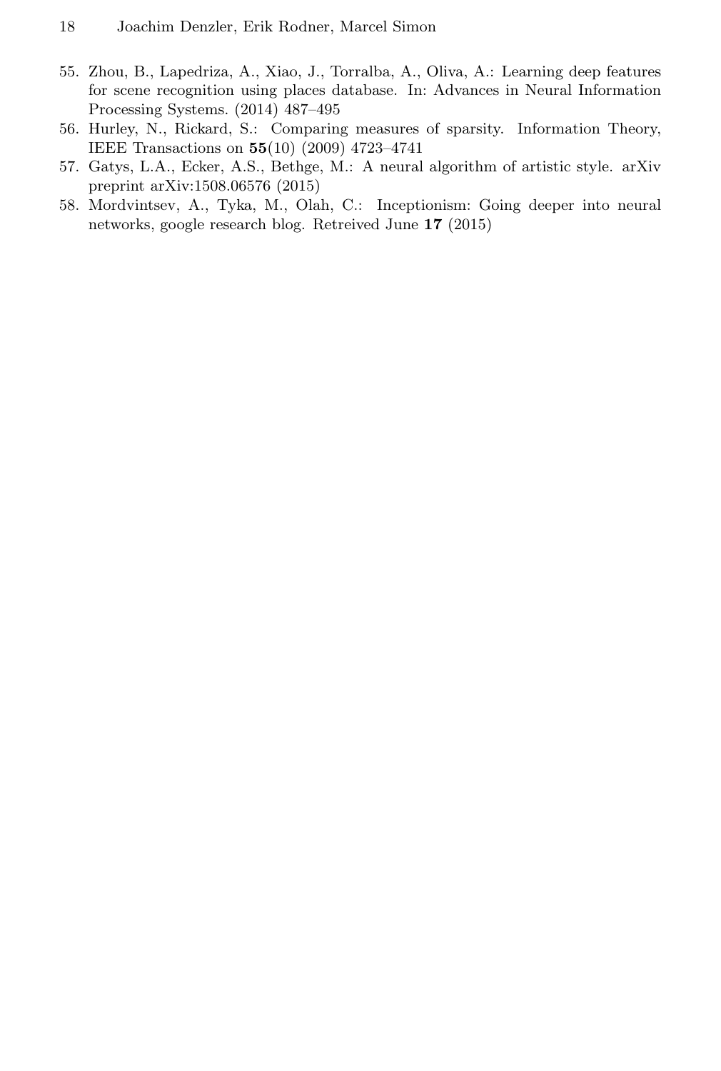55. Zhou, B., Lapedriza, A., Xiao, J., Torralba, A., Oliva, A.: Learning deep features for scene recognition using places database. In: Advances in Neural Information Processing Systems. (2014) 487–495
56. Hurley, N., Rickard, S.: Comparing measures of sparsity. Information Theory, IEEE Transactions on **55**(10) (2009) 4723–4741
57. Gatys, L.A., Ecker, A.S., Bethge, M.: A neural algorithm of artistic style. arXiv preprint arXiv:1508.06576 (2015)
58. Mordvintsev, A., Tyka, M., Olah, C.: Inceptionism: Going deeper into neural networks, google research blog. Retreived June **17** (2015)